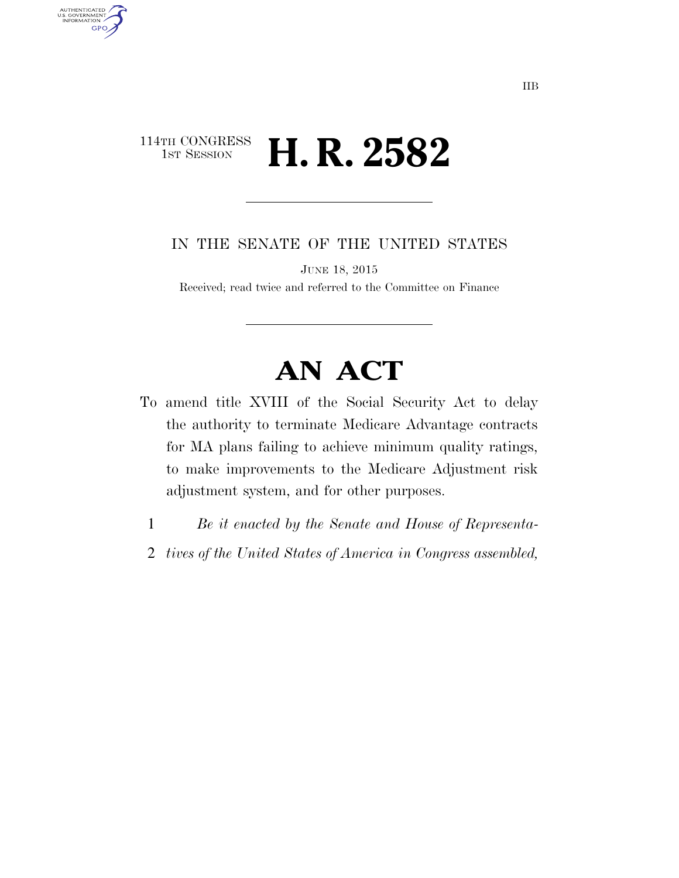114TH CONGRESS
1ST SESSION

# H. R. 2582

IN THE SENATE OF THE UNITED STATES

JUNE 18, 2015

Received; read twice and referred to the Committee on Finance

# AN ACT

To amend title XVIII of the Social Security Act to delay the authority to terminate Medicare Advantage contracts for MA plans failing to achieve minimum quality ratings, to make improvements to the Medicare Adjustment risk adjustment system, and for other purposes.

1 *Be it enacted by the Senate and House of Representa-*
2 *tives of the United States of America in Congress assembled,*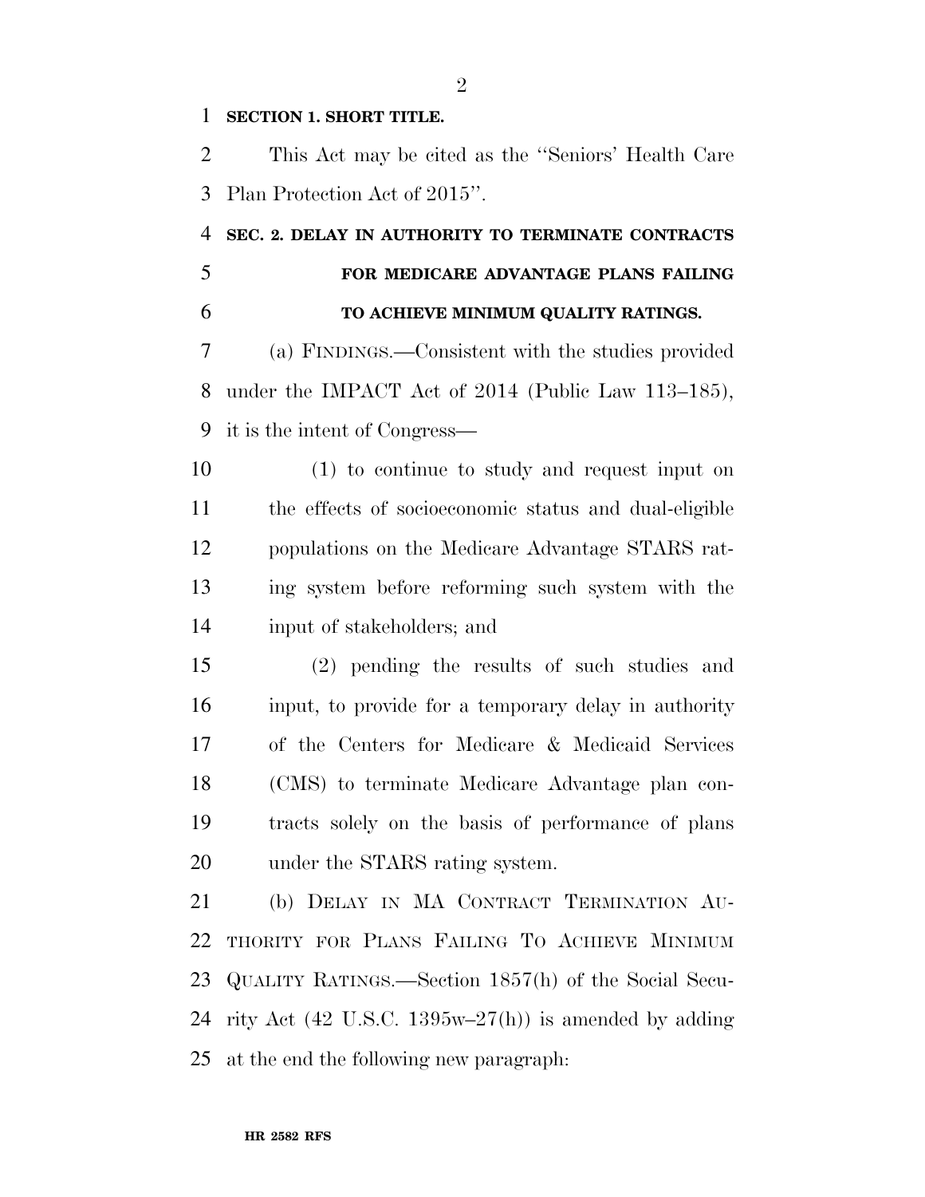**SECTION 1. SHORT TITLE.**

This Act may be cited as the ''Seniors' Health Care Plan Protection Act of 2015''.

**SEC. 2. DELAY IN AUTHORITY TO TERMINATE CONTRACTS FOR MEDICARE ADVANTAGE PLANS FAILING TO ACHIEVE MINIMUM QUALITY RATINGS.**

(a) FINDINGS.—Consistent with the studies provided under the IMPACT Act of 2014 (Public Law 113–185), it is the intent of Congress—

(1) to continue to study and request input on the effects of socioeconomic status and dual-eligible populations on the Medicare Advantage STARS rating system before reforming such system with the input of stakeholders; and

(2) pending the results of such studies and input, to provide for a temporary delay in authority of the Centers for Medicare & Medicaid Services (CMS) to terminate Medicare Advantage plan contracts solely on the basis of performance of plans under the STARS rating system.

(b) DELAY IN MA CONTRACT TERMINATION AUTHORITY FOR PLANS FAILING TO ACHIEVE MINIMUM QUALITY RATINGS.—Section 1857(h) of the Social Security Act (42 U.S.C. 1395w–27(h)) is amended by adding at the end the following new paragraph: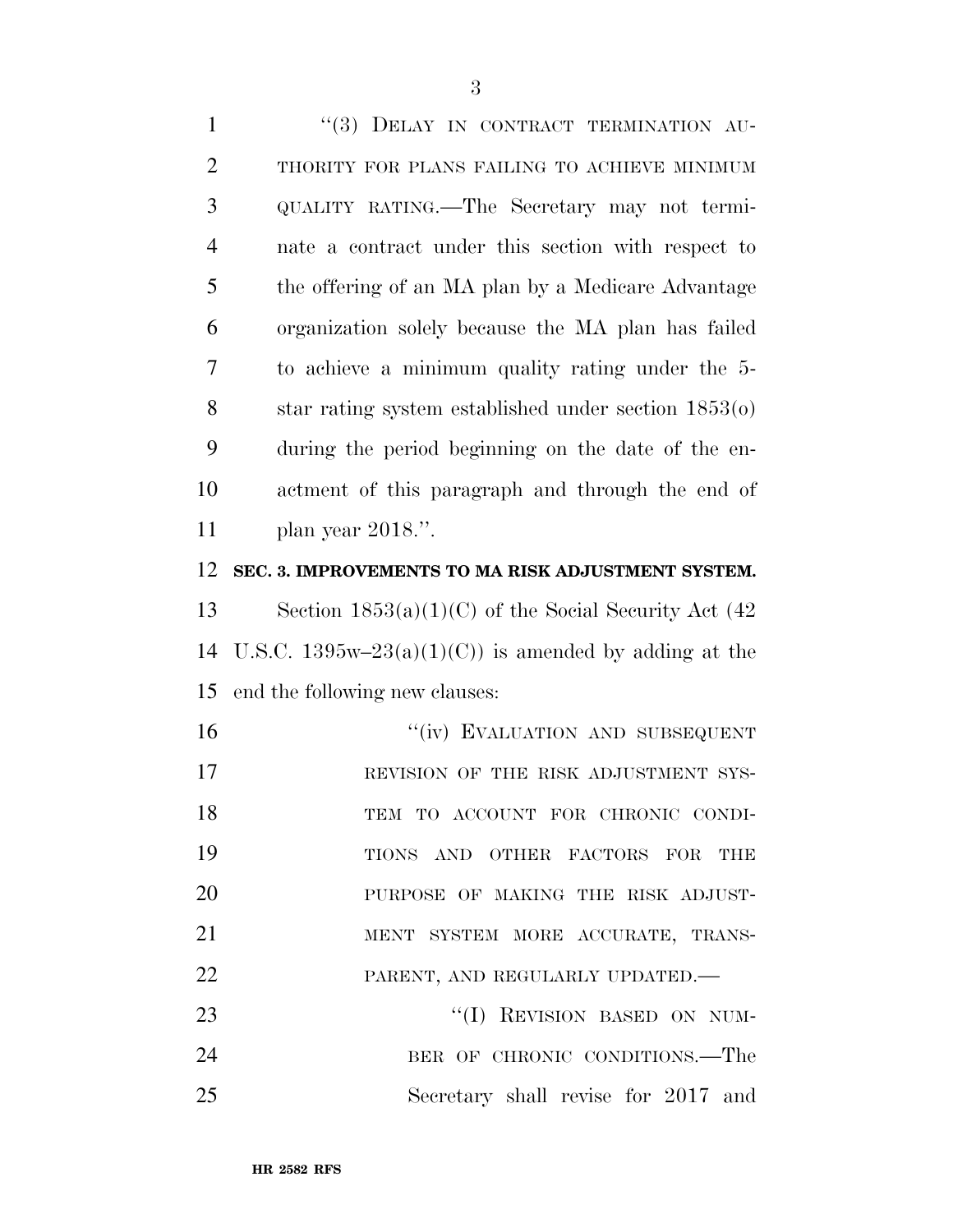"(3) DELAY IN CONTRACT TERMINATION AUTHORITY FOR PLANS FAILING TO ACHIEVE MINIMUM QUALITY RATING.—The Secretary may not terminate a contract under this section with respect to the offering of an MA plan by a Medicare Advantage organization solely because the MA plan has failed to achieve a minimum quality rating under the 5-star rating system established under section 1853(o) during the period beginning on the date of the enactment of this paragraph and through the end of plan year 2018.".

**SEC. 3. IMPROVEMENTS TO MA RISK ADJUSTMENT SYSTEM.**

Section 1853(a)(1)(C) of the Social Security Act (42 U.S.C. 1395w–23(a)(1)(C)) is amended by adding at the end the following new clauses:

"(iv) EVALUATION AND SUBSEQUENT REVISION OF THE RISK ADJUSTMENT SYSTEM TO ACCOUNT FOR CHRONIC CONDITIONS AND OTHER FACTORS FOR THE PURPOSE OF MAKING THE RISK ADJUSTMENT SYSTEM MORE ACCURATE, TRANSPARENT, AND REGULARLY UPDATED.—

"(I) REVISION BASED ON NUMBER OF CHRONIC CONDITIONS.—The Secretary shall revise for 2017 and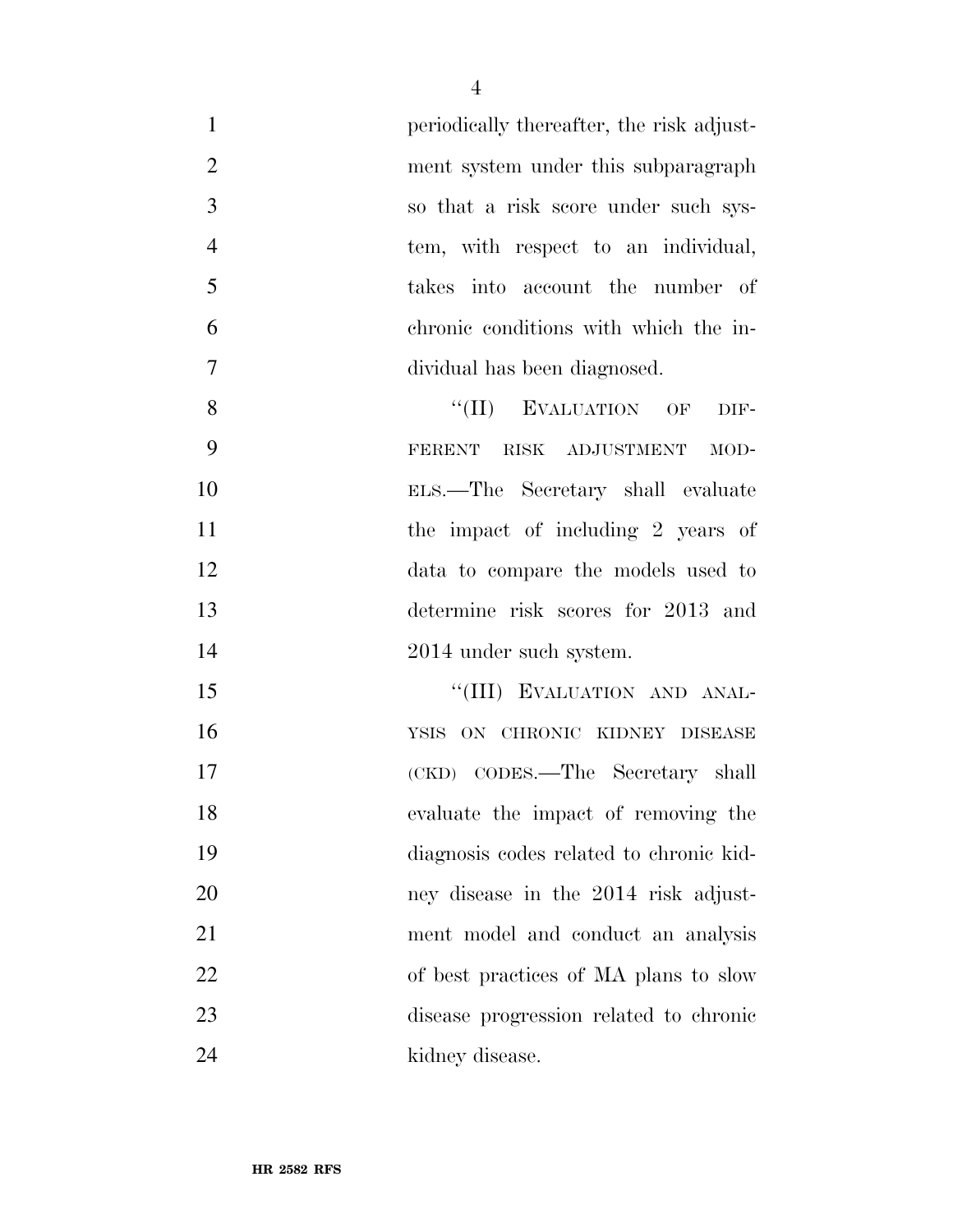periodically thereafter, the risk adjustment system under this subparagraph so that a risk score under such system, with respect to an individual, takes into account the number of chronic conditions with which the individual has been diagnosed.

"(II) EVALUATION OF DIFFERENT RISK ADJUSTMENT MODELS.—The Secretary shall evaluate the impact of including 2 years of data to compare the models used to determine risk scores for 2013 and 2014 under such system.

"(III) EVALUATION AND ANALYSIS ON CHRONIC KIDNEY DISEASE (CKD) CODES.—The Secretary shall evaluate the impact of removing the diagnosis codes related to chronic kidney disease in the 2014 risk adjustment model and conduct an analysis of best practices of MA plans to slow disease progression related to chronic kidney disease.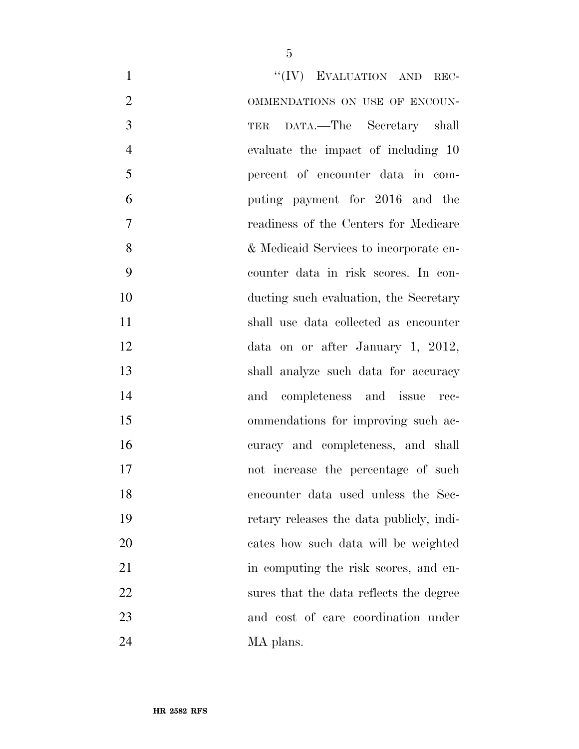"(IV) EVALUATION AND RECOMMENDATIONS ON USE OF ENCOUNTER DATA.—The Secretary shall evaluate the impact of including 10 percent of encounter data in computing payment for 2016 and the readiness of the Centers for Medicare & Medicaid Services to incorporate encounter data in risk scores. In conducting such evaluation, the Secretary shall use data collected as encounter data on or after January 1, 2012, shall analyze such data for accuracy and completeness and issue recommendations for improving such accuracy and completeness, and shall not increase the percentage of such encounter data used unless the Secretary releases the data publicly, indicates how such data will be weighted in computing the risk scores, and ensures that the data reflects the degree and cost of care coordination under MA plans.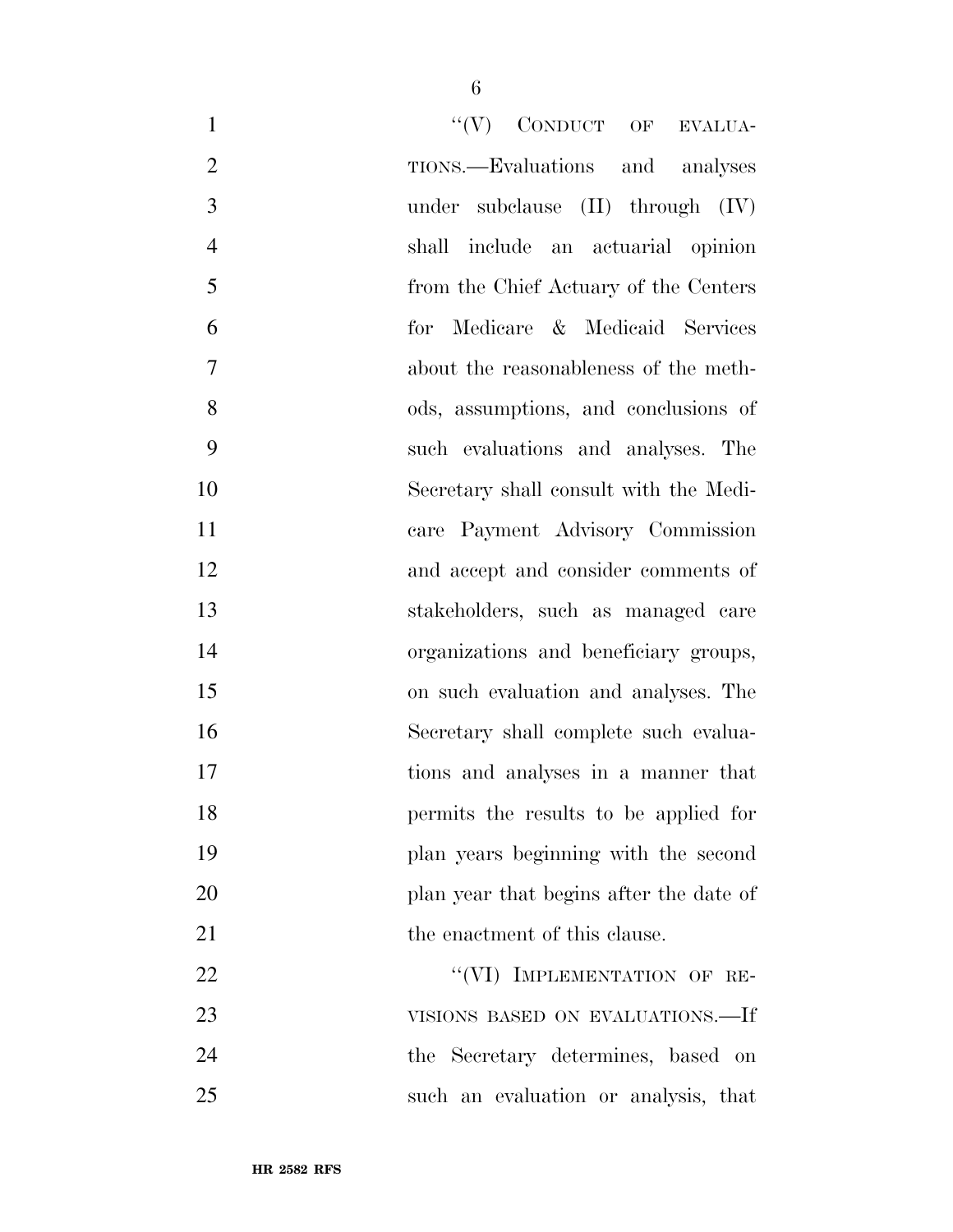"(V) CONDUCT OF EVALUATIONS.—Evaluations and analyses under subclause (II) through (IV) shall include an actuarial opinion from the Chief Actuary of the Centers for Medicare & Medicaid Services about the reasonableness of the methods, assumptions, and conclusions of such evaluations and analyses. The Secretary shall consult with the Medicare Payment Advisory Commission and accept and consider comments of stakeholders, such as managed care organizations and beneficiary groups, on such evaluation and analyses. The Secretary shall complete such evaluations and analyses in a manner that permits the results to be applied for plan years beginning with the second plan year that begins after the date of the enactment of this clause.

"(VI) IMPLEMENTATION OF REVISIONS BASED ON EVALUATIONS.—If the Secretary determines, based on such an evaluation or analysis, that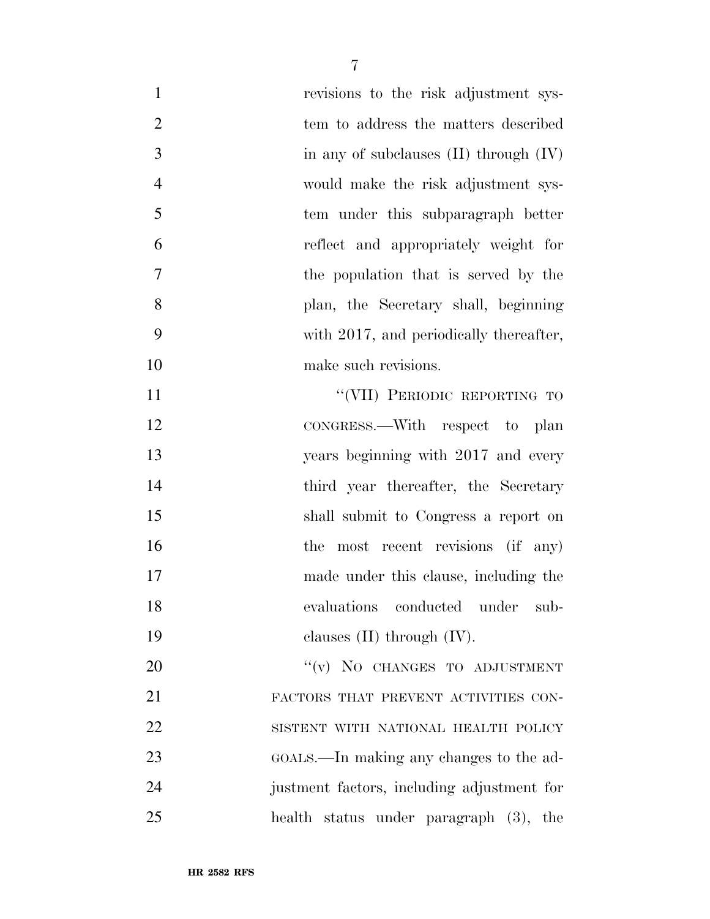revisions to the risk adjustment system to address the matters described in any of subclauses (II) through (IV) would make the risk adjustment system under this subparagraph better reflect and appropriately weight for the population that is served by the plan, the Secretary shall, beginning with 2017, and periodically thereafter, make such revisions.

"(VII) PERIODIC REPORTING TO CONGRESS.—With respect to plan years beginning with 2017 and every third year thereafter, the Secretary shall submit to Congress a report on the most recent revisions (if any) made under this clause, including the evaluations conducted under subclauses (II) through (IV).

"(v) NO CHANGES TO ADJUSTMENT FACTORS THAT PREVENT ACTIVITIES CONSISTENT WITH NATIONAL HEALTH POLICY GOALS.—In making any changes to the adjustment factors, including adjustment for health status under paragraph (3), the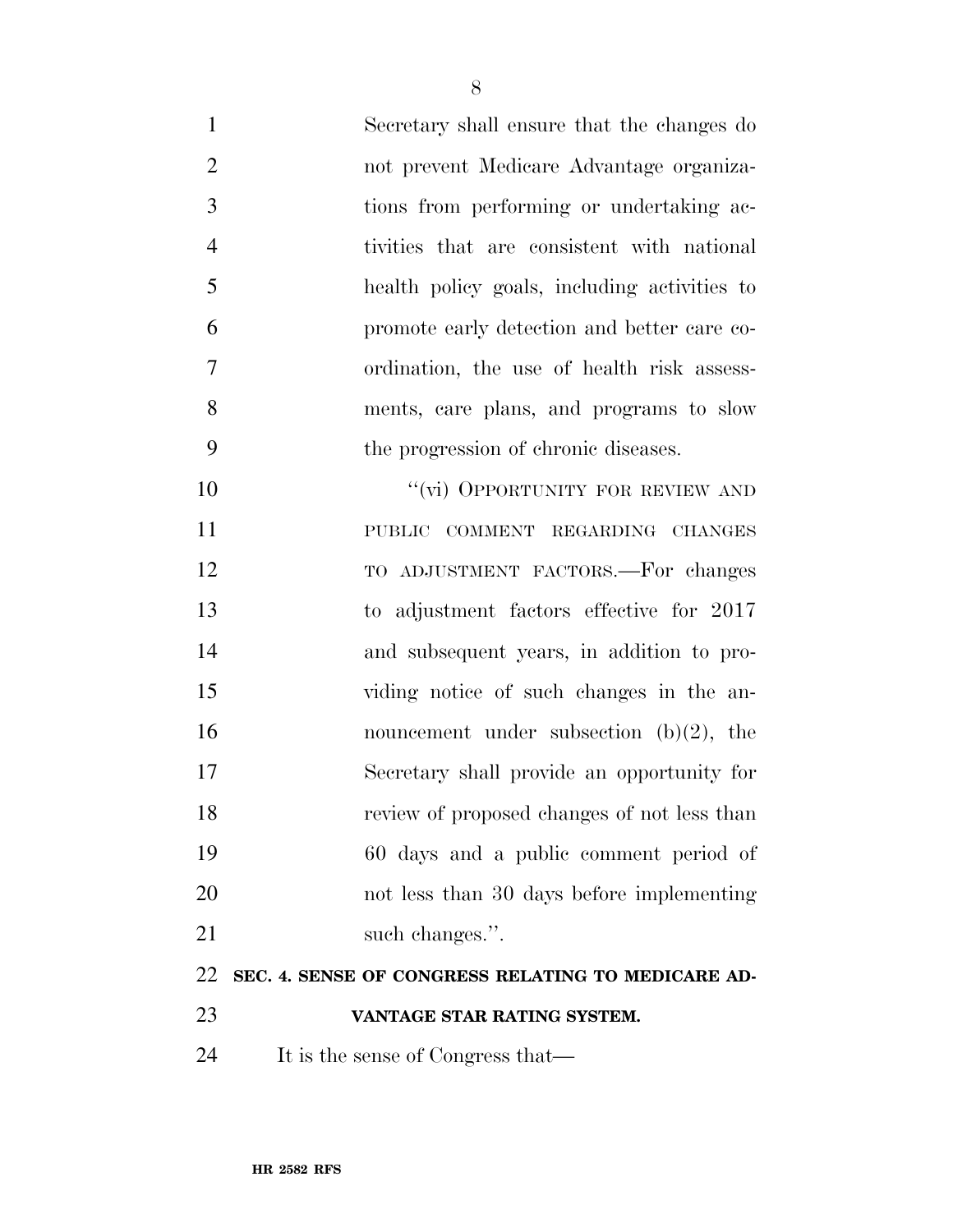Secretary shall ensure that the changes do not prevent Medicare Advantage organizations from performing or undertaking activities that are consistent with national health policy goals, including activities to promote early detection and better care coordination, the use of health risk assessments, care plans, and programs to slow the progression of chronic diseases.

"(vi) OPPORTUNITY FOR REVIEW AND PUBLIC COMMENT REGARDING CHANGES TO ADJUSTMENT FACTORS.—For changes to adjustment factors effective for 2017 and subsequent years, in addition to providing notice of such changes in the announcement under subsection (b)(2), the Secretary shall provide an opportunity for review of proposed changes of not less than 60 days and a public comment period of not less than 30 days before implementing such changes.".

## SEC. 4. SENSE OF CONGRESS RELATING TO MEDICARE ADVANTAGE STAR RATING SYSTEM.

It is the sense of Congress that—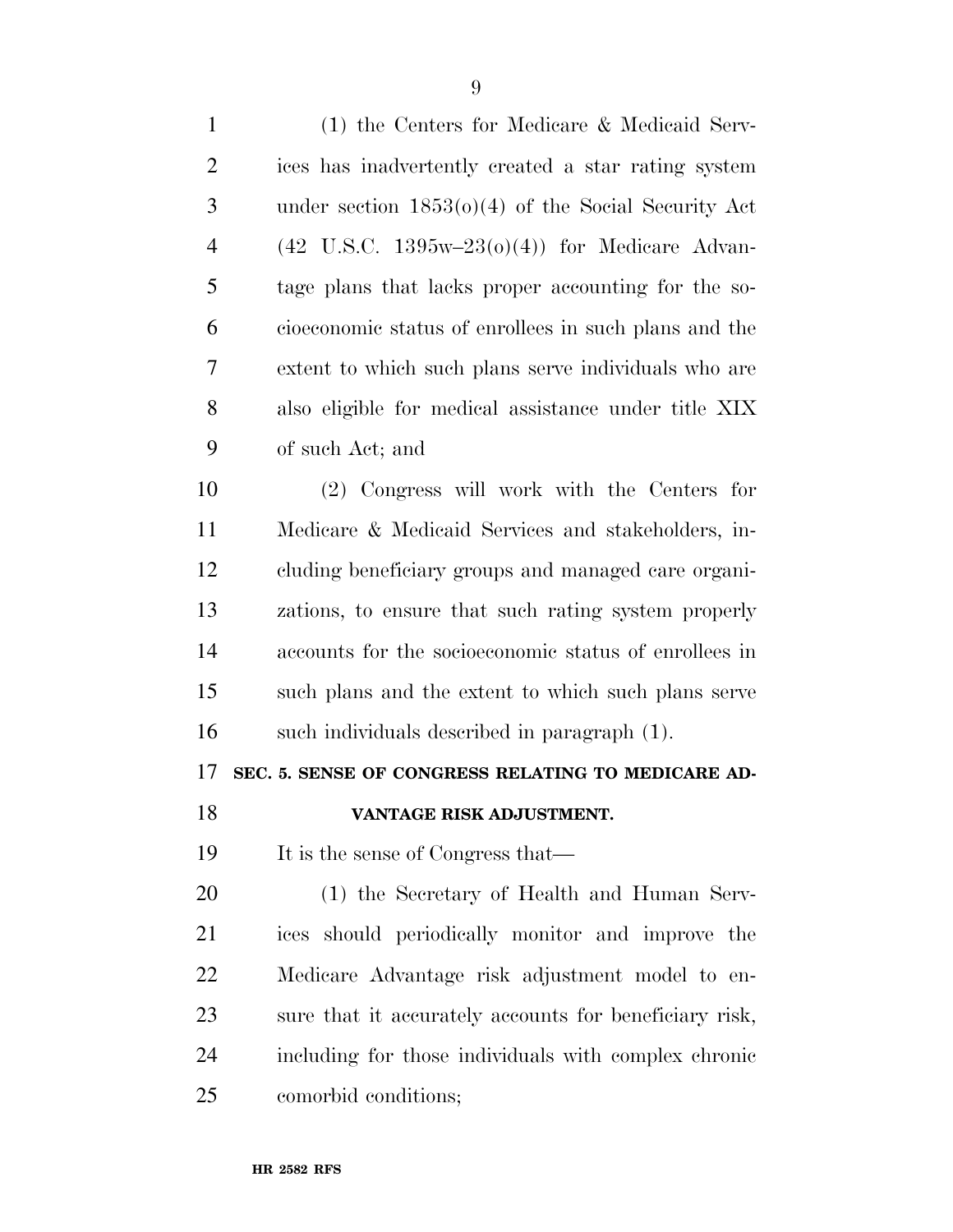(1) the Centers for Medicare & Medicaid Services has inadvertently created a star rating system under section 1853(o)(4) of the Social Security Act (42 U.S.C. 1395w–23(o)(4)) for Medicare Advantage plans that lacks proper accounting for the socioeconomic status of enrollees in such plans and the extent to which such plans serve individuals who are also eligible for medical assistance under title XIX of such Act; and

(2) Congress will work with the Centers for Medicare & Medicaid Services and stakeholders, including beneficiary groups and managed care organizations, to ensure that such rating system properly accounts for the socioeconomic status of enrollees in such plans and the extent to which such plans serve such individuals described in paragraph (1).

## SEC. 5. SENSE OF CONGRESS RELATING TO MEDICARE ADVANTAGE RISK ADJUSTMENT.

It is the sense of Congress that—

(1) the Secretary of Health and Human Services should periodically monitor and improve the Medicare Advantage risk adjustment model to ensure that it accurately accounts for beneficiary risk, including for those individuals with complex chronic comorbid conditions;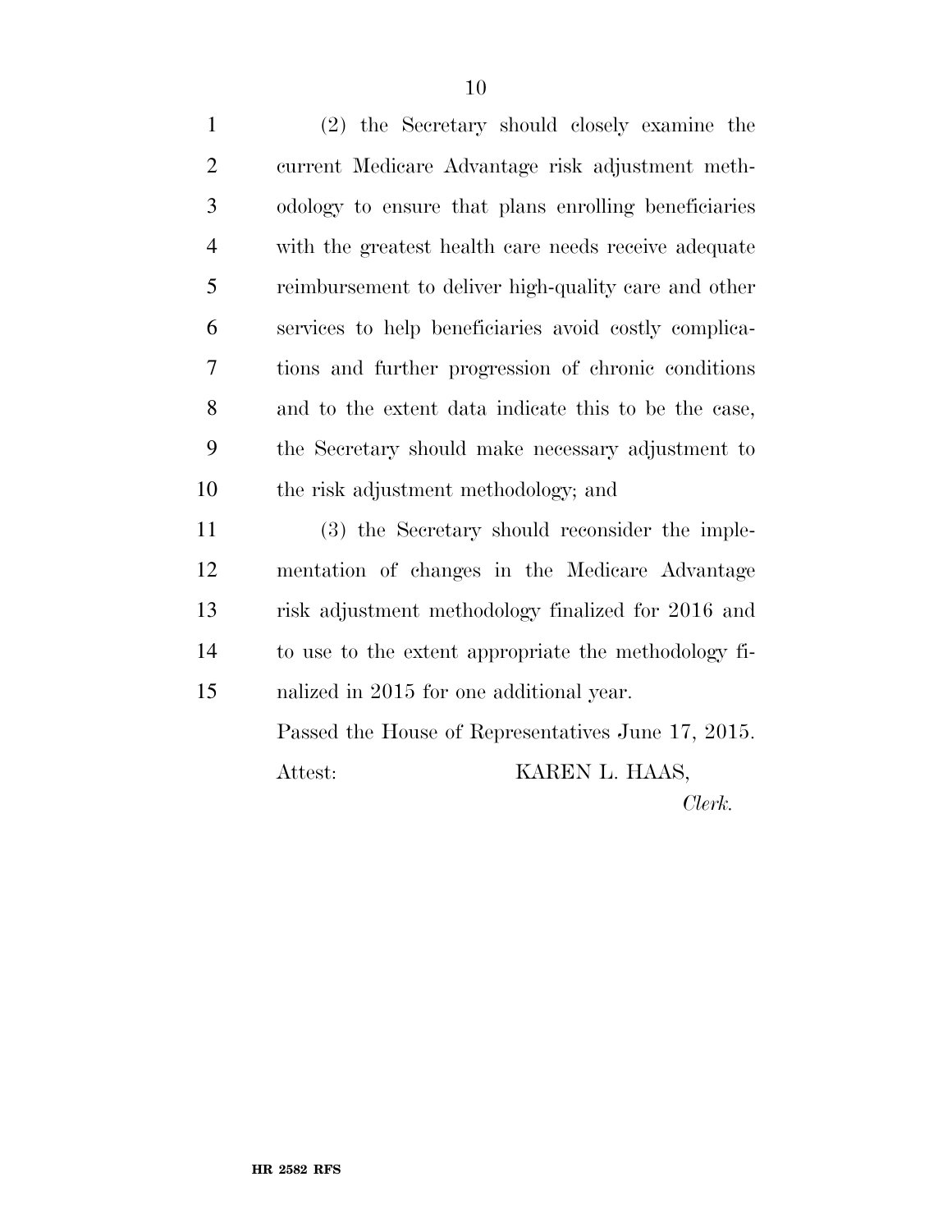(2) the Secretary should closely examine the current Medicare Advantage risk adjustment methodology to ensure that plans enrolling beneficiaries with the greatest health care needs receive adequate reimbursement to deliver high-quality care and other services to help beneficiaries avoid costly complications and further progression of chronic conditions and to the extent data indicate this to be the case, the Secretary should make necessary adjustment to the risk adjustment methodology; and

(3) the Secretary should reconsider the implementation of changes in the Medicare Advantage risk adjustment methodology finalized for 2016 and to use to the extent appropriate the methodology finalized in 2015 for one additional year.

Passed the House of Representatives June 17, 2015.

Attest: KAREN L. HAAS,

*Clerk.*